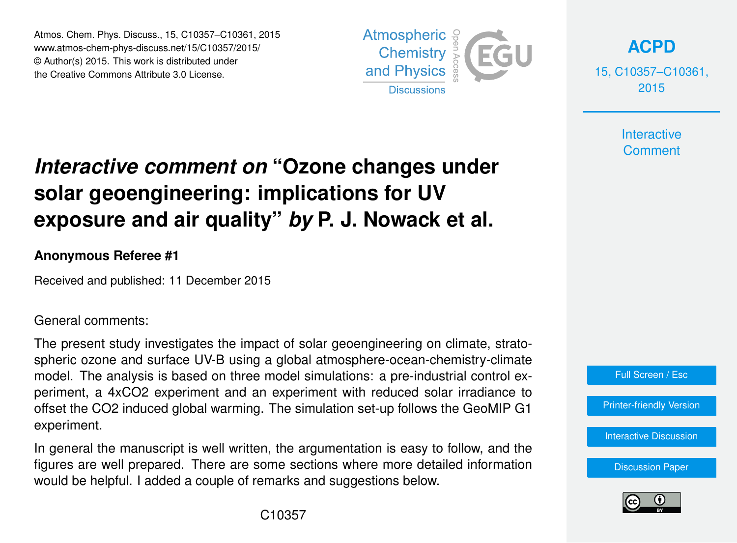# *Interactive comment on* "Ozone changes under solar geoengineering: implications for UV exposure and air quality" *by* P. J. Nowack et al.

**Anonymous Referee #1**

Received and published: 11 December 2015

General comments:

The present study investigates the impact of solar geoengineering on climate, stratospheric ozone and surface UV-B using a global atmosphere-ocean-chemistry-climate model. The analysis is based on three model simulations: a pre-industrial control experiment, a 4x$CO_2$ experiment and an experiment with reduced solar irradiance to offset the $CO_2$ induced global warming. The simulation set-up follows the GeoMIP G1 experiment.

In general the manuscript is well written, the argumentation is easy to follow, and the figures are well prepared. There are some sections where more detailed information would be helpful. I added a couple of remarks and suggestions below.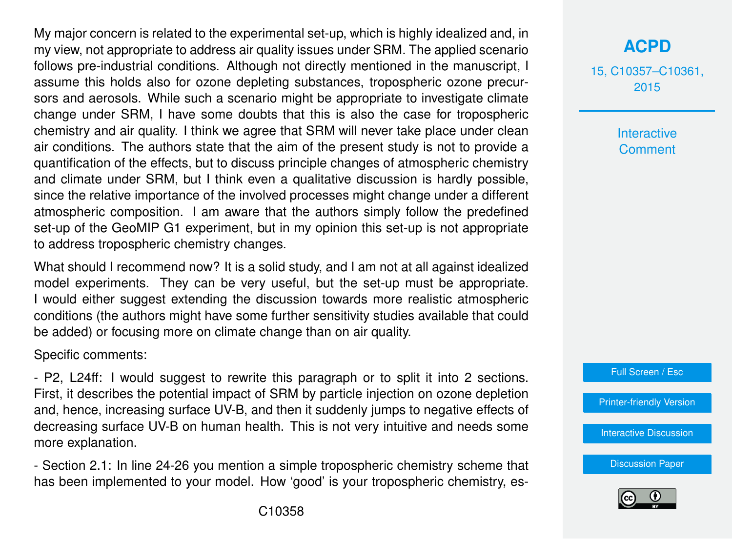My major concern is related to the experimental set-up, which is highly idealized and, in my view, not appropriate to address air quality issues under SRM. The applied scenario follows pre-industrial conditions. Although not directly mentioned in the manuscript, I assume this holds also for ozone depleting substances, tropospheric ozone precursors and aerosols. While such a scenario might be appropriate to investigate climate change under SRM, I have some doubts that this is also the case for tropospheric chemistry and air quality. I think we agree that SRM will never take place under clean air conditions. The authors state that the aim of the present study is not to provide a quantification of the effects, but to discuss principle changes of atmospheric chemistry and climate under SRM, but I think even a qualitative discussion is hardly possible, since the relative importance of the involved processes might change under a different atmospheric composition. I am aware that the authors simply follow the predefined set-up of the GeoMIP G1 experiment, but in my opinion this set-up is not appropriate to address tropospheric chemistry changes.

What should I recommend now? It is a solid study, and I am not at all against idealized model experiments. They can be very useful, but the set-up must be appropriate. I would either suggest extending the discussion towards more realistic atmospheric conditions (the authors might have some further sensitivity studies available that could be added) or focusing more on climate change than on air quality.

Specific comments:

- P2, L24ff: I would suggest to rewrite this paragraph or to split it into 2 sections. First, it describes the potential impact of SRM by particle injection on ozone depletion and, hence, increasing surface UV-B, and then it suddenly jumps to negative effects of decreasing surface UV-B on human health. This is not very intuitive and needs some more explanation.

- Section 2.1: In line 24-26 you mention a simple tropospheric chemistry scheme that has been implemented to your model. How 'good' is your tropospheric chemistry, es-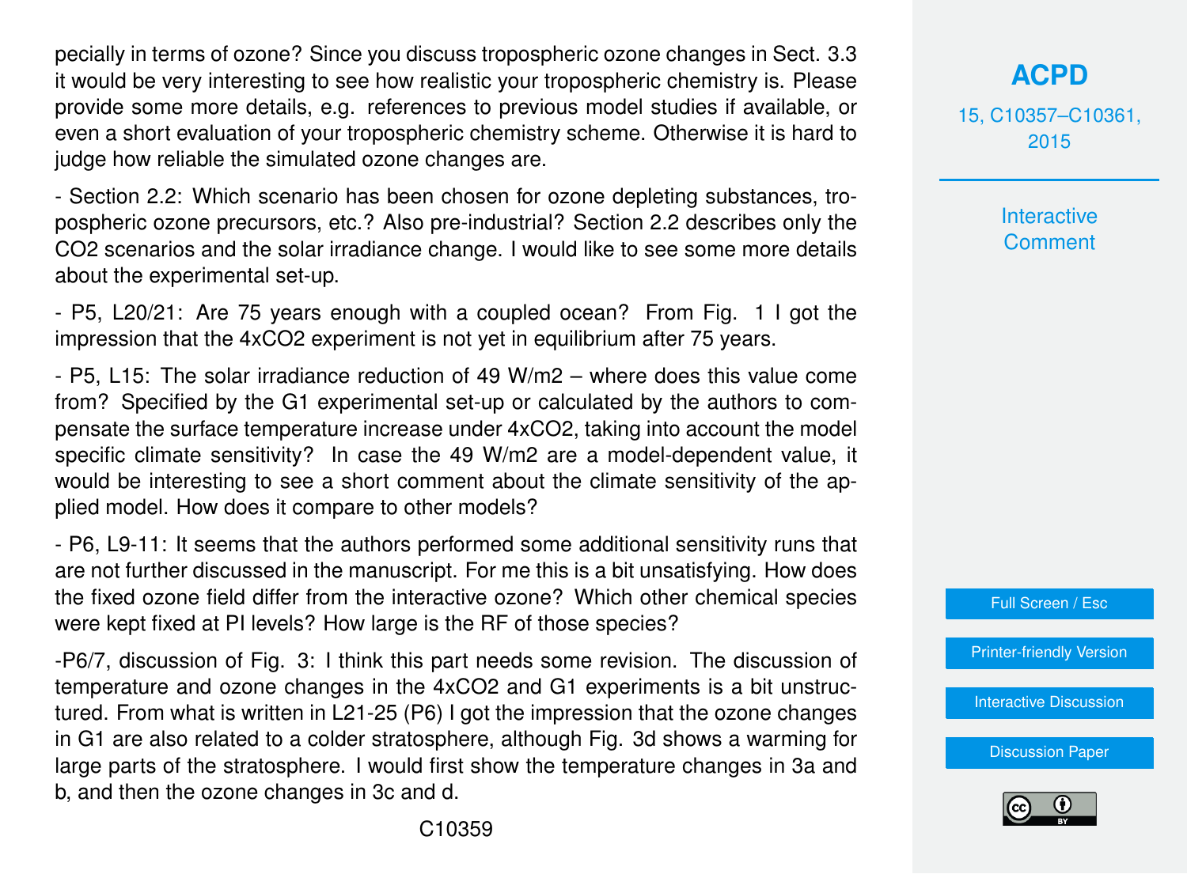pecially in terms of ozone? Since you discuss tropospheric ozone changes in Sect. 3.3 it would be very interesting to see how realistic your tropospheric chemistry is. Please provide some more details, e.g. references to previous model studies if available, or even a short evaluation of your tropospheric chemistry scheme. Otherwise it is hard to judge how reliable the simulated ozone changes are.

- Section 2.2: Which scenario has been chosen for ozone depleting substances, tropospheric ozone precursors, etc.? Also pre-industrial? Section 2.2 describes only the CO2 scenarios and the solar irradiance change. I would like to see some more details about the experimental set-up.

- P5, L20/21: Are 75 years enough with a coupled ocean? From Fig. 1 I got the impression that the 4xCO2 experiment is not yet in equilibrium after 75 years.

- P5, L15: The solar irradiance reduction of 49 W/m2 – where does this value come from? Specified by the G1 experimental set-up or calculated by the authors to compensate the surface temperature increase under 4xCO2, taking into account the model specific climate sensitivity? In case the 49 W/m2 are a model-dependent value, it would be interesting to see a short comment about the climate sensitivity of the applied model. How does it compare to other models?

- P6, L9-11: It seems that the authors performed some additional sensitivity runs that are not further discussed in the manuscript. For me this is a bit unsatisfying. How does the fixed ozone field differ from the interactive ozone? Which other chemical species were kept fixed at PI levels? How large is the RF of those species?

-P6/7, discussion of Fig. 3: I think this part needs some revision. The discussion of temperature and ozone changes in the 4xCO2 and G1 experiments is a bit unstructured. From what is written in L21-25 (P6) I got the impression that the ozone changes in G1 are also related to a colder stratosphere, although Fig. 3d shows a warming for large parts of the stratosphere. I would first show the temperature changes in 3a and b, and then the ozone changes in 3c and d.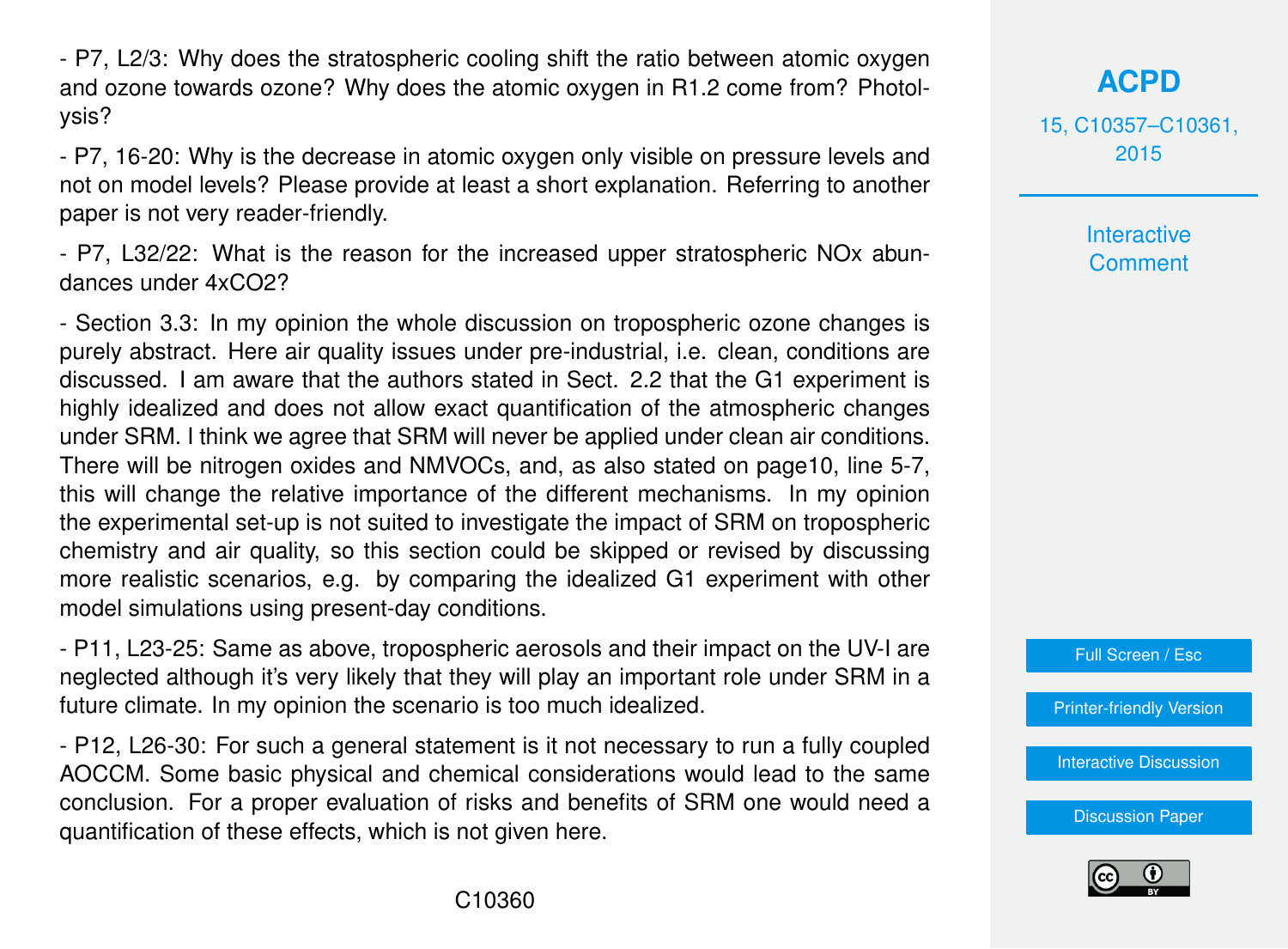- P7, L2/3: Why does the stratospheric cooling shift the ratio between atomic oxygen and ozone towards ozone? Why does the atomic oxygen in R1.2 come from? Photolysis?

- P7, 16-20: Why is the decrease in atomic oxygen only visible on pressure levels and not on model levels? Please provide at least a short explanation. Referring to another paper is not very reader-friendly.

- P7, L32/22: What is the reason for the increased upper stratospheric NOx abundances under 4xCO2?

- Section 3.3: In my opinion the whole discussion on tropospheric ozone changes is purely abstract. Here air quality issues under pre-industrial, i.e. clean, conditions are discussed. I am aware that the authors stated in Sect. 2.2 that the G1 experiment is highly idealized and does not allow exact quantification of the atmospheric changes under SRM. I think we agree that SRM will never be applied under clean air conditions. There will be nitrogen oxides and NMVOCs, and, as also stated on page10, line 5-7, this will change the relative importance of the different mechanisms. In my opinion the experimental set-up is not suited to investigate the impact of SRM on tropospheric chemistry and air quality, so this section could be skipped or revised by discussing more realistic scenarios, e.g. by comparing the idealized G1 experiment with other model simulations using present-day conditions.

- P11, L23-25: Same as above, tropospheric aerosols and their impact on the UV-I are neglected although it's very likely that they will play an important role under SRM in a future climate. In my opinion the scenario is too much idealized.

- P12, L26-30: For such a general statement is it not necessary to run a fully coupled AOCCM. Some basic physical and chemical considerations would lead to the same conclusion. For a proper evaluation of risks and benefits of SRM one would need a quantification of these effects, which is not given here.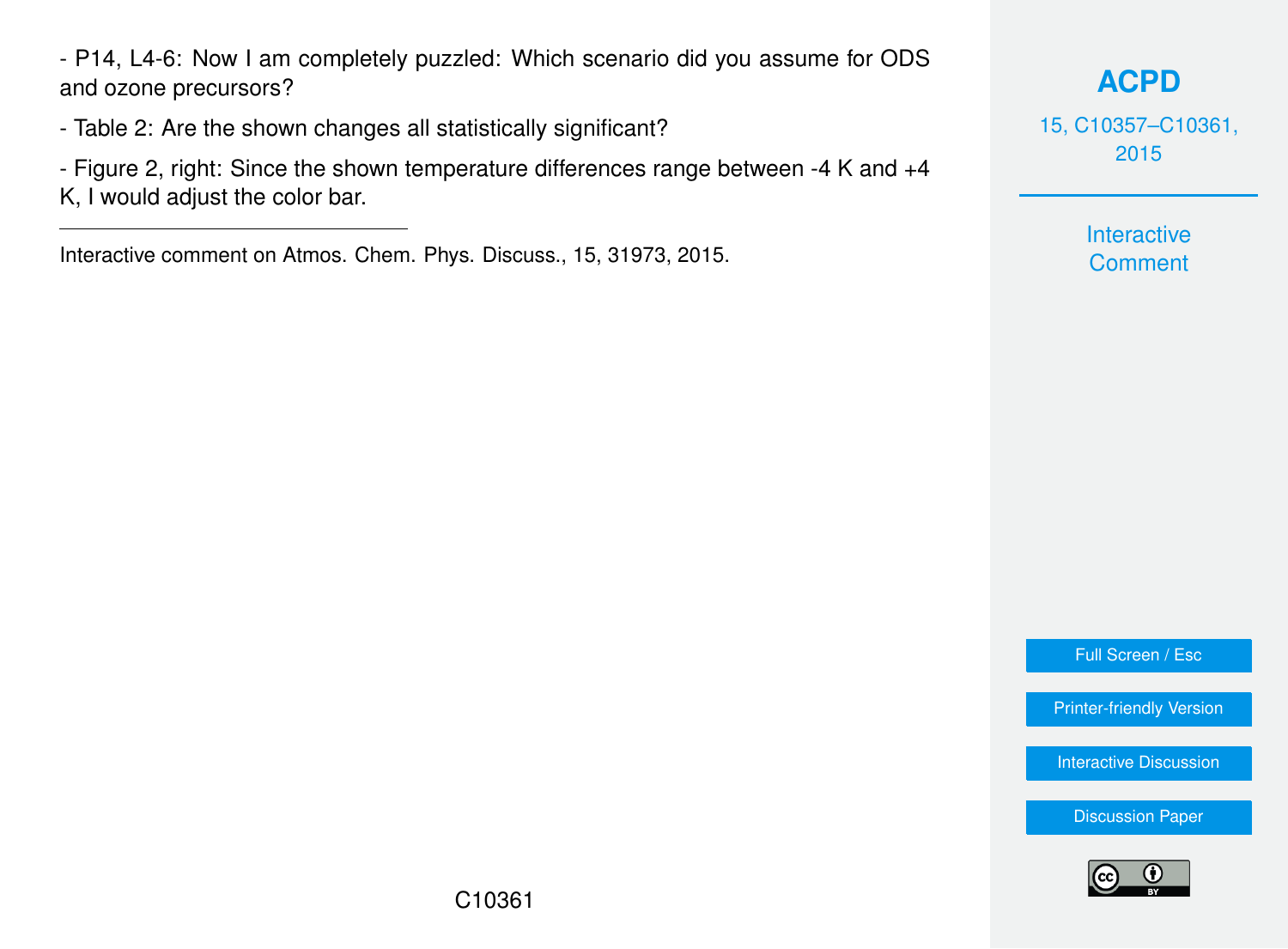- P14, L4-6: Now I am completely puzzled: Which scenario did you assume for ODS and ozone precursors?

- Table 2: Are the shown changes all statistically significant?

- Figure 2, right: Since the shown temperature differences range between -4 K and +4 K, I would adjust the color bar.

---

Interactive comment on Atmos. Chem. Phys. Discuss., 15, 31973, 2015.